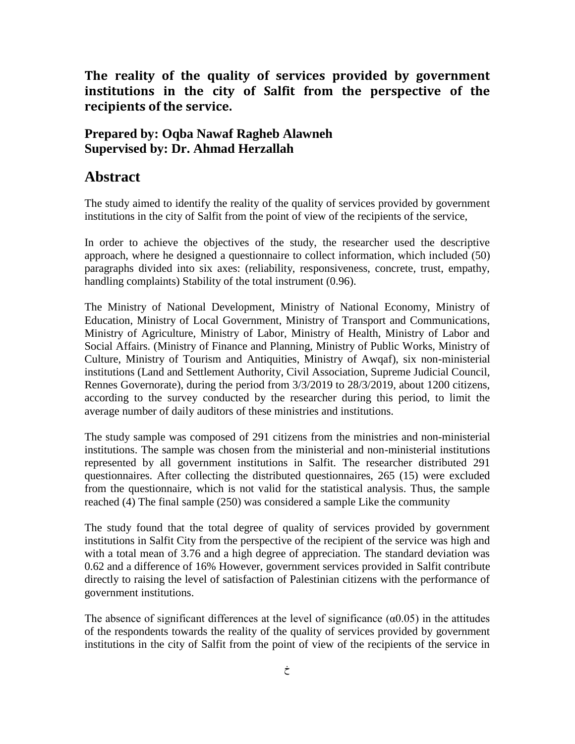**The reality of the quality of services provided by government institutions in the city of Salfit from the perspective of the recipients of the service.**

**Prepared by: Oqba Nawaf Ragheb Alawneh**
**Supervised by: Dr. Ahmad Herzallah**

## Abstract

The study aimed to identify the reality of the quality of services provided by government institutions in the city of Salfit from the point of view of the recipients of the service,

In order to achieve the objectives of the study, the researcher used the descriptive approach, where he designed a questionnaire to collect information, which included (50) paragraphs divided into six axes: (reliability, responsiveness, concrete, trust, empathy, handling complaints) Stability of the total instrument (0.96).

The Ministry of National Development, Ministry of National Economy, Ministry of Education, Ministry of Local Government, Ministry of Transport and Communications, Ministry of Agriculture, Ministry of Labor, Ministry of Health, Ministry of Labor and Social Affairs. (Ministry of Finance and Planning, Ministry of Public Works, Ministry of Culture, Ministry of Tourism and Antiquities, Ministry of Awqaf), six non-ministerial institutions (Land and Settlement Authority, Civil Association, Supreme Judicial Council, Rennes Governorate), during the period from 3/3/2019 to 28/3/2019, about 1200 citizens, according to the survey conducted by the researcher during this period, to limit the average number of daily auditors of these ministries and institutions.

The study sample was composed of 291 citizens from the ministries and non-ministerial institutions. The sample was chosen from the ministerial and non-ministerial institutions represented by all government institutions in Salfit. The researcher distributed 291 questionnaires. After collecting the distributed questionnaires, 265 (15) were excluded from the questionnaire, which is not valid for the statistical analysis. Thus, the sample reached (4) The final sample (250) was considered a sample Like the community

The study found that the total degree of quality of services provided by government institutions in Salfit City from the perspective of the recipient of the service was high and with a total mean of 3.76 and a high degree of appreciation. The standard deviation was 0.62 and a difference of 16% However, government services provided in Salfit contribute directly to raising the level of satisfaction of Palestinian citizens with the performance of government institutions.

The absence of significant differences at the level of significance ($\alpha$0.05) in the attitudes of the respondents towards the reality of the quality of services provided by government institutions in the city of Salfit from the point of view of the recipients of the service in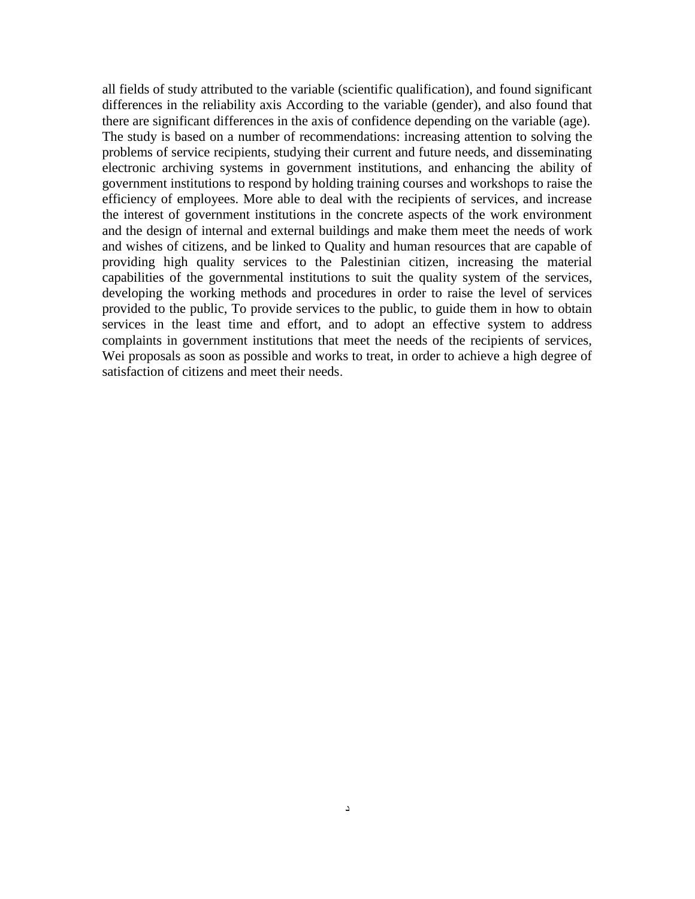all fields of study attributed to the variable (scientific qualification), and found significant differences in the reliability axis According to the variable (gender), and also found that there are significant differences in the axis of confidence depending on the variable (age). The study is based on a number of recommendations: increasing attention to solving the problems of service recipients, studying their current and future needs, and disseminating electronic archiving systems in government institutions, and enhancing the ability of government institutions to respond by holding training courses and workshops to raise the efficiency of employees. More able to deal with the recipients of services, and increase the interest of government institutions in the concrete aspects of the work environment and the design of internal and external buildings and make them meet the needs of work and wishes of citizens, and be linked to Quality and human resources that are capable of providing high quality services to the Palestinian citizen, increasing the material capabilities of the governmental institutions to suit the quality system of the services, developing the working methods and procedures in order to raise the level of services provided to the public, To provide services to the public, to guide them in how to obtain services in the least time and effort, and to adopt an effective system to address complaints in government institutions that meet the needs of the recipients of services, Wei proposals as soon as possible and works to treat, in order to achieve a high degree of satisfaction of citizens and meet their needs.